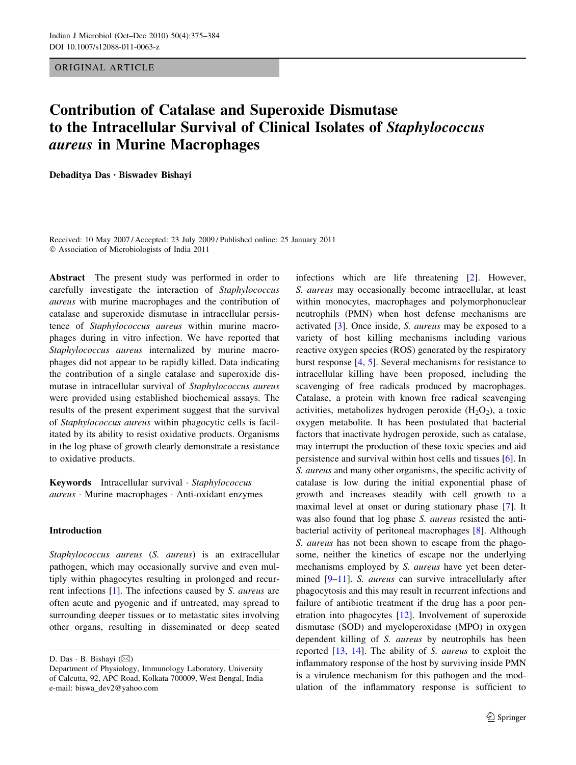ORIGINAL ARTICLE

# Contribution of Catalase and Superoxide Dismutase to the Intracellular Survival of Clinical Isolates of *Staphylococcus aureus* in Murine Macrophages

**Debaditya Das · Biswadev Bishayi**

Received: 10 May 2007 / Accepted: 23 July 2009 / Published online: 25 January 2011
© Association of Microbiologists of India 2011

**Abstract** The present study was performed in order to carefully investigate the interaction of *Staphylococcus aureus* with murine macrophages and the contribution of catalase and superoxide dismutase in intracellular persistence of *Staphylococcus aureus* within murine macrophages during in vitro infection. We have reported that *Staphylococcus aureus* internalized by murine macrophages did not appear to be rapidly killed. Data indicating the contribution of a single catalase and superoxide dismutase in intracellular survival of *Staphylococcus aureus* were provided using established biochemical assays. The results of the present experiment suggest that the survival of *Staphylococcus aureus* within phagocytic cells is facilitated by its ability to resist oxidative products. Organisms in the log phase of growth clearly demonstrate a resistance to oxidative products.

**Keywords** Intracellular survival · *Staphylococcus aureus* · Murine macrophages · Anti-oxidant enzymes

## Introduction

*Staphylococcus aureus* (*S. aureus*) is an extracellular pathogen, which may occasionally survive and even multiply within phagocytes resulting in prolonged and recurrent infections [1]. The infections caused by *S. aureus* are often acute and pyogenic and if untreated, may spread to surrounding deeper tissues or to metastatic sites involving other organs, resulting in disseminated or deep seated infections which are life threatening [2]. However, *S. aureus* may occasionally become intracellular, at least within monocytes, macrophages and polymorphonuclear neutrophils (PMN) when host defense mechanisms are activated [3]. Once inside, *S. aureus* may be exposed to a variety of host killing mechanisms including various reactive oxygen species (ROS) generated by the respiratory burst response [4, 5]. Several mechanisms for resistance to intracellular killing have been proposed, including the scavenging of free radicals produced by macrophages. Catalase, a protein with known free radical scavenging activities, metabolizes hydrogen peroxide ($H_2O_2$), a toxic oxygen metabolite. It has been postulated that bacterial factors that inactivate hydrogen peroxide, such as catalase, may interrupt the production of these toxic species and aid persistence and survival within host cells and tissues [6]. In *S. aureus* and many other organisms, the specific activity of catalase is low during the initial exponential phase of growth and increases steadily with cell growth to a maximal level at onset or during stationary phase [7]. It was also found that log phase *S. aureus* resisted the antibacterial activity of peritoneal macrophages [8]. Although *S. aureus* has not been shown to escape from the phagosome, neither the kinetics of escape nor the underlying mechanisms employed by *S. aureus* have yet been determined [9–11]. *S. aureus* can survive intracellularly after phagocytosis and this may result in recurrent infections and failure of antibiotic treatment if the drug has a poor penetration into phagocytes [12]. Involvement of superoxide dismutase (SOD) and myeloperoxidase (MPO) in oxygen dependent killing of *S. aureus* by neutrophils has been reported [13, 14]. The ability of *S. aureus* to exploit the inflammatory response of the host by surviving inside PMN is a virulence mechanism for this pathogen and the modulation of the inflammatory response is sufficient to

D. Das · B. Bishayi (✉)
Department of Physiology, Immunology Laboratory, University of Calcutta, 92, APC Road, Kolkata 700009, West Bengal, India
e-mail: biswa_dev2@yahoo.com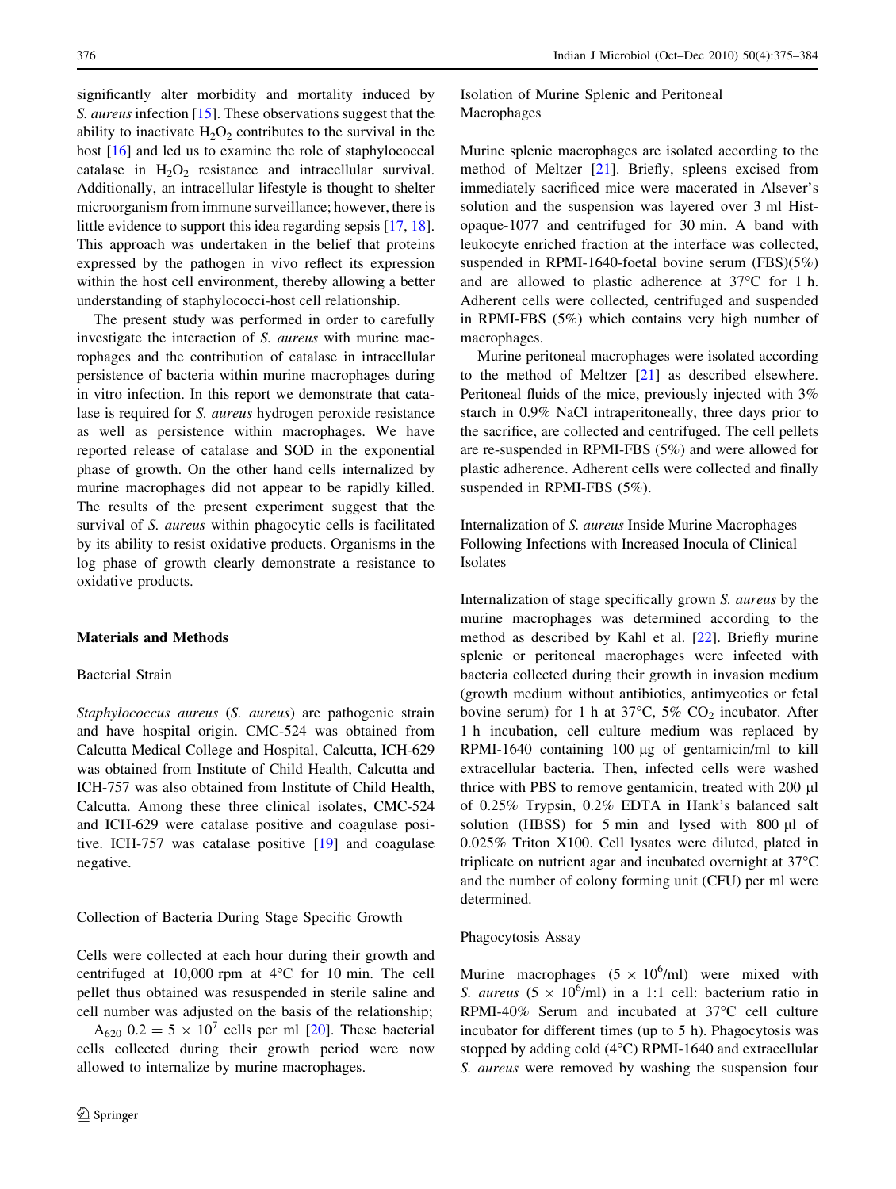significantly alter morbidity and mortality induced by *S. aureus* infection [15]. These observations suggest that the ability to inactivate $H_2O_2$ contributes to the survival in the host [16] and led us to examine the role of staphylococcal catalase in $H_2O_2$ resistance and intracellular survival. Additionally, an intracellular lifestyle is thought to shelter microorganism from immune surveillance; however, there is little evidence to support this idea regarding sepsis [17, 18]. This approach was undertaken in the belief that proteins expressed by the pathogen in vivo reflect its expression within the host cell environment, thereby allowing a better understanding of staphylococci-host cell relationship.

The present study was performed in order to carefully investigate the interaction of *S. aureus* with murine macrophages and the contribution of catalase in intracellular persistence of bacteria within murine macrophages during in vitro infection. In this report we demonstrate that catalase is required for *S. aureus* hydrogen peroxide resistance as well as persistence within macrophages. We have reported release of catalase and SOD in the exponential phase of growth. On the other hand cells internalized by murine macrophages did not appear to be rapidly killed. The results of the present experiment suggest that the survival of *S. aureus* within phagocytic cells is facilitated by its ability to resist oxidative products. Organisms in the log phase of growth clearly demonstrate a resistance to oxidative products.

## Materials and Methods

### Bacterial Strain

*Staphylococcus aureus* (*S. aureus*) are pathogenic strain and have hospital origin. CMC-524 was obtained from Calcutta Medical College and Hospital, Calcutta, ICH-629 was obtained from Institute of Child Health, Calcutta and ICH-757 was also obtained from Institute of Child Health, Calcutta. Among these three clinical isolates, CMC-524 and ICH-629 were catalase positive and coagulase positive. ICH-757 was catalase positive [19] and coagulase negative.

### Collection of Bacteria During Stage Specific Growth

Cells were collected at each hour during their growth and centrifuged at 10,000 rpm at 4°C for 10 min. The cell pellet thus obtained was resuspended in sterile saline and cell number was adjusted on the basis of the relationship; $A_{620}$ 0.2 = $5 \times 10^7$ cells per ml [20]. These bacterial cells collected during their growth period were now allowed to internalize by murine macrophages.

### Isolation of Murine Splenic and Peritoneal Macrophages

Murine splenic macrophages are isolated according to the method of Meltzer [21]. Briefly, spleens excised from immediately sacrificed mice were macerated in Alsever's solution and the suspension was layered over 3 ml Hist-opaque-1077 and centrifuged for 30 min. A band with leukocyte enriched fraction at the interface was collected, suspended in RPMI-1640-foetal bovine serum (FBS)(5%) and are allowed to plastic adherence at 37°C for 1 h. Adherent cells were collected, centrifuged and suspended in RPMI-FBS (5%) which contains very high number of macrophages.

Murine peritoneal macrophages were isolated according to the method of Meltzer [21] as described elsewhere. Peritoneal fluids of the mice, previously injected with 3% starch in 0.9% NaCl intraperitoneally, three days prior to the sacrifice, are collected and centrifuged. The cell pellets are re-suspended in RPMI-FBS (5%) and were allowed for plastic adherence. Adherent cells were collected and finally suspended in RPMI-FBS (5%).

### Internalization of *S. aureus* Inside Murine Macrophages Following Infections with Increased Inocula of Clinical Isolates

Internalization of stage specifically grown *S. aureus* by the murine macrophages was determined according to the method as described by Kahl et al. [22]. Briefly murine splenic or peritoneal macrophages were infected with bacteria collected during their growth in invasion medium (growth medium without antibiotics, antimycotics or fetal bovine serum) for 1 h at 37°C, 5% $CO_2$ incubator. After 1 h incubation, cell culture medium was replaced by RPMI-1640 containing 100 μg of gentamicin/ml to kill extracellular bacteria. Then, infected cells were washed thrice with PBS to remove gentamicin, treated with 200 μl of 0.25% Trypsin, 0.2% EDTA in Hank's balanced salt solution (HBSS) for 5 min and lysed with 800 μl of 0.025% Triton X100. Cell lysates were diluted, plated in triplicate on nutrient agar and incubated overnight at 37°C and the number of colony forming unit (CFU) per ml were determined.

### Phagocytosis Assay

Murine macrophages ($5 \times 10^6$/ml) were mixed with *S. aureus* ($5 \times 10^6$/ml) in a 1:1 cell: bacterium ratio in RPMI-40% Serum and incubated at 37°C cell culture incubator for different times (up to 5 h). Phagocytosis was stopped by adding cold (4°C) RPMI-1640 and extracellular *S. aureus* were removed by washing the suspension four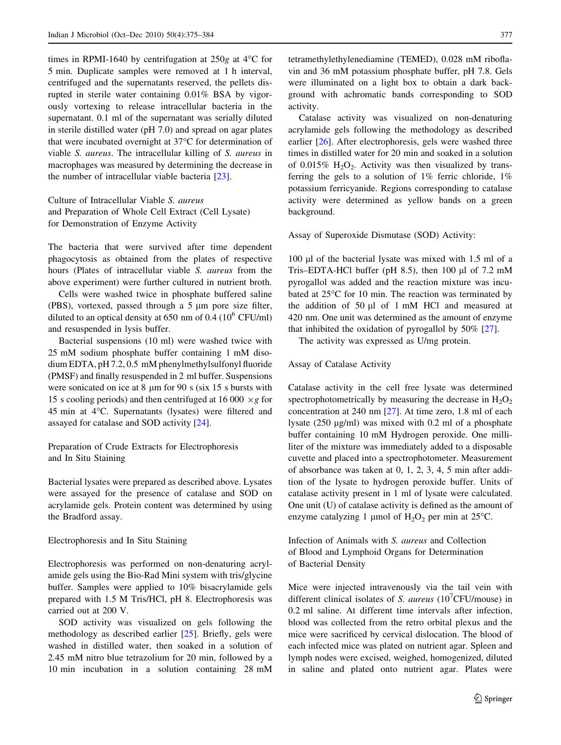times in RPMI-1640 by centrifugation at 250*g* at 4°C for 5 min. Duplicate samples were removed at 1 h interval, centrifuged and the supernatants reserved, the pellets disrupted in sterile water containing 0.01% BSA by vigorously vortexing to release intracellular bacteria in the supernatant. 0.1 ml of the supernatant was serially diluted in sterile distilled water (pH 7.0) and spread on agar plates that were incubated overnight at 37°C for determination of viable *S. aureus*. The intracellular killing of *S. aureus* in macrophages was measured by determining the decrease in the number of intracellular viable bacteria [23].

### Culture of Intracellular Viable *S. aureus* and Preparation of Whole Cell Extract (Cell Lysate) for Demonstration of Enzyme Activity

The bacteria that were survived after time dependent phagocytosis as obtained from the plates of respective hours (Plates of intracellular viable *S. aureus* from the above experiment) were further cultured in nutrient broth.

Cells were washed twice in phosphate buffered saline (PBS), vortexed, passed through a 5 μm pore size filter, diluted to an optical density at 650 nm of 0.4 ($10^6$ CFU/ml) and resuspended in lysis buffer.

Bacterial suspensions (10 ml) were washed twice with 25 mM sodium phosphate buffer containing 1 mM disodium EDTA, pH 7.2, 0.5 mM phenylmethylsulfonyl fluoride (PMSF) and finally resuspended in 2 ml buffer. Suspensions were sonicated on ice at 8 μm for 90 s (six 15 s bursts with 15 s cooling periods) and then centrifuged at 16 000 ×*g* for 45 min at 4°C. Supernatants (lysates) were filtered and assayed for catalase and SOD activity [24].

### Preparation of Crude Extracts for Electrophoresis and In Situ Staining

Bacterial lysates were prepared as described above. Lysates were assayed for the presence of catalase and SOD on acrylamide gels. Protein content was determined by using the Bradford assay.

### Electrophoresis and In Situ Staining

Electrophoresis was performed on non-denaturing acrylamide gels using the Bio-Rad Mini system with tris/glycine buffer. Samples were applied to 10% bisacrylamide gels prepared with 1.5 M Tris/HCl, pH 8. Electrophoresis was carried out at 200 V.

SOD activity was visualized on gels following the methodology as described earlier [25]. Briefly, gels were washed in distilled water, then soaked in a solution of 2.45 mM nitro blue tetrazolium for 20 min, followed by a 10 min incubation in a solution containing 28 mM tetramethylethylenediamine (TEMED), 0.028 mM riboflavin and 36 mM potassium phosphate buffer, pH 7.8. Gels were illuminated on a light box to obtain a dark background with achromatic bands corresponding to SOD activity.

Catalase activity was visualized on non-denaturing acrylamide gels following the methodology as described earlier [26]. After electrophoresis, gels were washed three times in distilled water for 20 min and soaked in a solution of 0.015% $H_2O_2$. Activity was then visualized by transferring the gels to a solution of 1% ferric chloride, 1% potassium ferricyanide. Regions corresponding to catalase activity were determined as yellow bands on a green background.

### Assay of Superoxide Dismutase (SOD) Activity:

100 μl of the bacterial lysate was mixed with 1.5 ml of a Tris–EDTA-HCl buffer (pH 8.5), then 100 μl of 7.2 mM pyrogallol was added and the reaction mixture was incubated at 25°C for 10 min. The reaction was terminated by the addition of 50 μl of 1 mM HCl and measured at 420 nm. One unit was determined as the amount of enzyme that inhibited the oxidation of pyrogallol by 50% [27].

The activity was expressed as U/mg protein.

### Assay of Catalase Activity

Catalase activity in the cell free lysate was determined spectrophotometrically by measuring the decrease in $H_2O_2$ concentration at 240 nm [27]. At time zero, 1.8 ml of each lysate (250 μg/ml) was mixed with 0.2 ml of a phosphate buffer containing 10 mM Hydrogen peroxide. One milliliter of the mixture was immediately added to a disposable cuvette and placed into a spectrophotometer. Measurement of absorbance was taken at 0, 1, 2, 3, 4, 5 min after addition of the lysate to hydrogen peroxide buffer. Units of catalase activity present in 1 ml of lysate were calculated. One unit (U) of catalase activity is defined as the amount of enzyme catalyzing 1 μmol of $H_2O_2$ per min at 25°C.

### Infection of Animals with *S. aureus* and Collection of Blood and Lymphoid Organs for Determination of Bacterial Density

Mice were injected intravenously via the tail vein with different clinical isolates of *S. aureus* ($10^7$CFU/mouse) in 0.2 ml saline. At different time intervals after infection, blood was collected from the retro orbital plexus and the mice were sacrificed by cervical dislocation. The blood of each infected mice was plated on nutrient agar. Spleen and lymph nodes were excised, weighed, homogenized, diluted in saline and plated onto nutrient agar. Plates were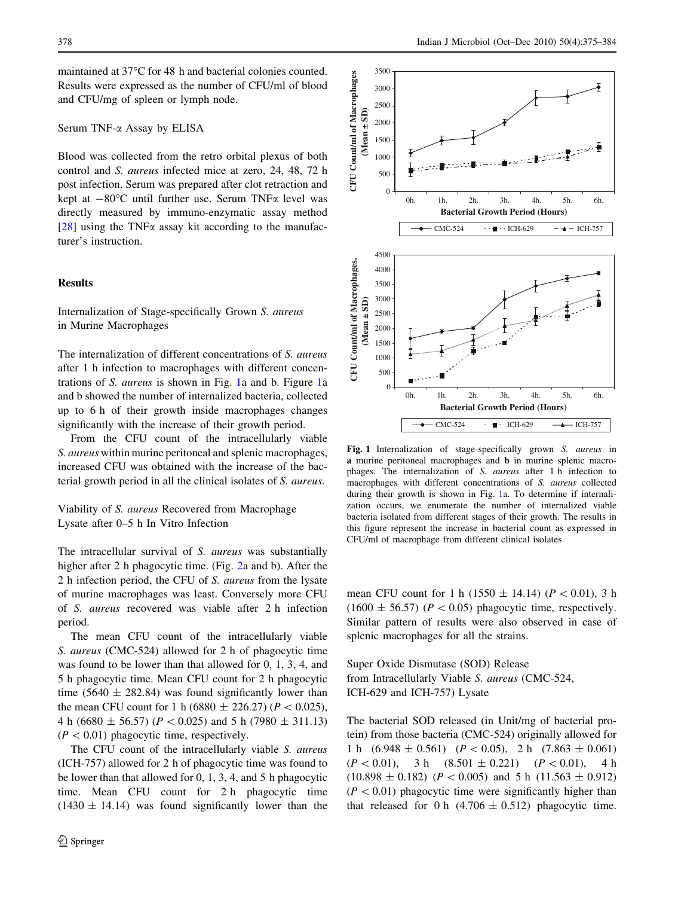maintained at 37°C for 48 h and bacterial colonies counted. Results were expressed as the number of CFU/ml of blood and CFU/mg of spleen or lymph node.

### Serum TNF-α Assay by ELISA

Blood was collected from the retro orbital plexus of both control and *S. aureus* infected mice at zero, 24, 48, 72 h post infection. Serum was prepared after clot retraction and kept at −80°C until further use. Serum TNFα level was directly measured by immuno-enzymatic assay method [28] using the TNFα assay kit according to the manufacturer's instruction.

## Results

### Internalization of Stage-specifically Grown *S. aureus* in Murine Macrophages

The internalization of different concentrations of *S. aureus* after 1 h infection to macrophages with different concentrations of *S. aureus* is shown in Fig. 1a and b. Figure 1a and b showed the number of internalized bacteria, collected up to 6 h of their growth inside macrophages changes significantly with the increase of their growth period.

From the CFU count of the intracellularly viable *S. aureus* within murine peritoneal and splenic macrophages, increased CFU was obtained with the increase of the bacterial growth period in all the clinical isolates of *S. aureus*.

### Viability of *S. aureus* Recovered from Macrophage Lysate after 0–5 h In Vitro Infection

The intracellular survival of *S. aureus* was substantially higher after 2 h phagocytic time. (Fig. 2a and b). After the 2 h infection period, the CFU of *S. aureus* from the lysate of murine macrophages was least. Conversely more CFU of *S. aureus* recovered was viable after 2 h infection period.

The mean CFU count of the intracellularly viable *S. aureus* (CMC-524) allowed for 2 h of phagocytic time was found to be lower than that allowed for 0, 1, 3, 4, and 5 h phagocytic time. Mean CFU count for 2 h phagocytic time (5640 ± 282.84) was found significantly lower than the mean CFU count for 1 h (6880 ± 226.27) ($P < 0.025$), 4 h (6680 ± 56.57) ($P < 0.025$) and 5 h (7980 ± 311.13) ($P < 0.01$) phagocytic time, respectively.

The CFU count of the intracellularly viable *S. aureus* (ICH-757) allowed for 2 h of phagocytic time was found to be lower than that allowed for 0, 1, 3, 4, and 5 h phagocytic time. Mean CFU count for 2 h phagocytic time (1430 ± 14.14) was found significantly lower than the mean CFU count for 1 h (1550 ± 14.14) ($P < 0.01$), 3 h (1600 ± 56.57) ($P < 0.05$) phagocytic time, respectively. Similar pattern of results were also observed in case of splenic macrophages for all the strains.

### Super Oxide Dismutase (SOD) Release from Intracellularly Viable *S. aureus* (CMC-524, ICH-629 and ICH-757) Lysate

The bacterial SOD released (in Unit/mg of bacterial protein) from those bacteria (CMC-524) originally allowed for 1 h (6.948 ± 0.561) ($P < 0.05$), 2 h (7.863 ± 0.061) ($P < 0.01$), 3 h (8.501 ± 0.221) ($P < 0.01$), 4 h (10.898 ± 0.182) ($P < 0.005$) and 5 h (11.563 ± 0.912) ($P < 0.01$) phagocytic time were significantly higher than that released for 0 h (4.706 ± 0.512) phagocytic time.

**Fig. 1** Internalization of stage-specifically grown *S. aureus* in **a** murine peritoneal macrophages and **b** in murine splenic macrophages. The internalization of *S. aureus* after 1 h infection to macrophages with different concentrations of *S. aureus* collected during their growth is shown in Fig. 1a. To determine if internalization occurs, we enumerate the number of internalized viable bacteria isolated from different stages of their growth. The results in this figure represent the increase in bacterial count as expressed in CFU/ml of macrophage from different clinical isolates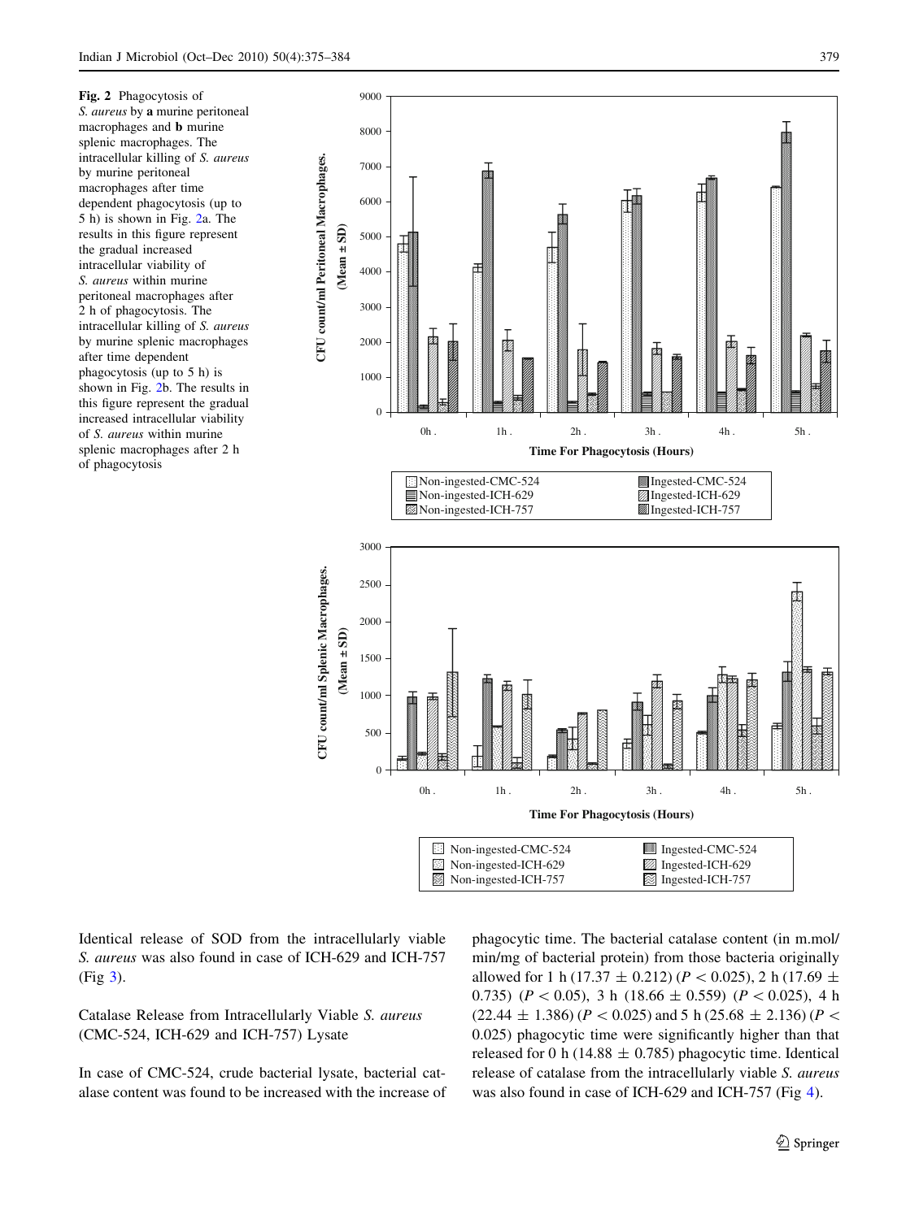**Fig. 2** Phagocytosis of *S. aureus* by **a** murine peritoneal macrophages and **b** murine splenic macrophages. The intracellular killing of *S. aureus* by murine peritoneal macrophages after time dependent phagocytosis (up to 5 h) is shown in Fig. 2a. The results in this figure represent the gradual increased intracellular viability of *S. aureus* within murine peritoneal macrophages after 2 h of phagocytosis. The intracellular killing of *S. aureus* by murine splenic macrophages after time dependent phagocytosis (up to 5 h) is shown in Fig. 2b. The results in this figure represent the gradual increased intracellular viability of *S. aureus* within murine splenic macrophages after 2 h of phagocytosis

Identical release of SOD from the intracellularly viable *S. aureus* was also found in case of ICH-629 and ICH-757 (Fig 3).

Catalase Release from Intracellularly Viable *S. aureus* (CMC-524, ICH-629 and ICH-757) Lysate

In case of CMC-524, crude bacterial lysate, bacterial catalase content was found to be increased with the increase of phagocytic time. The bacterial catalase content (in m.mol/min/mg of bacterial protein) from those bacteria originally allowed for 1 h (17.37 ± 0.212) ($P < 0.025$), 2 h (17.69 ± 0.735) ($P < 0.05$), 3 h (18.66 ± 0.559) ($P < 0.025$), 4 h (22.44 ± 1.386) ($P < 0.025$) and 5 h (25.68 ± 2.136) ($P < 0.025$) phagocytic time were significantly higher than that released for 0 h (14.88 ± 0.785) phagocytic time. Identical release of catalase from the intracellularly viable *S. aureus* was also found in case of ICH-629 and ICH-757 (Fig 4).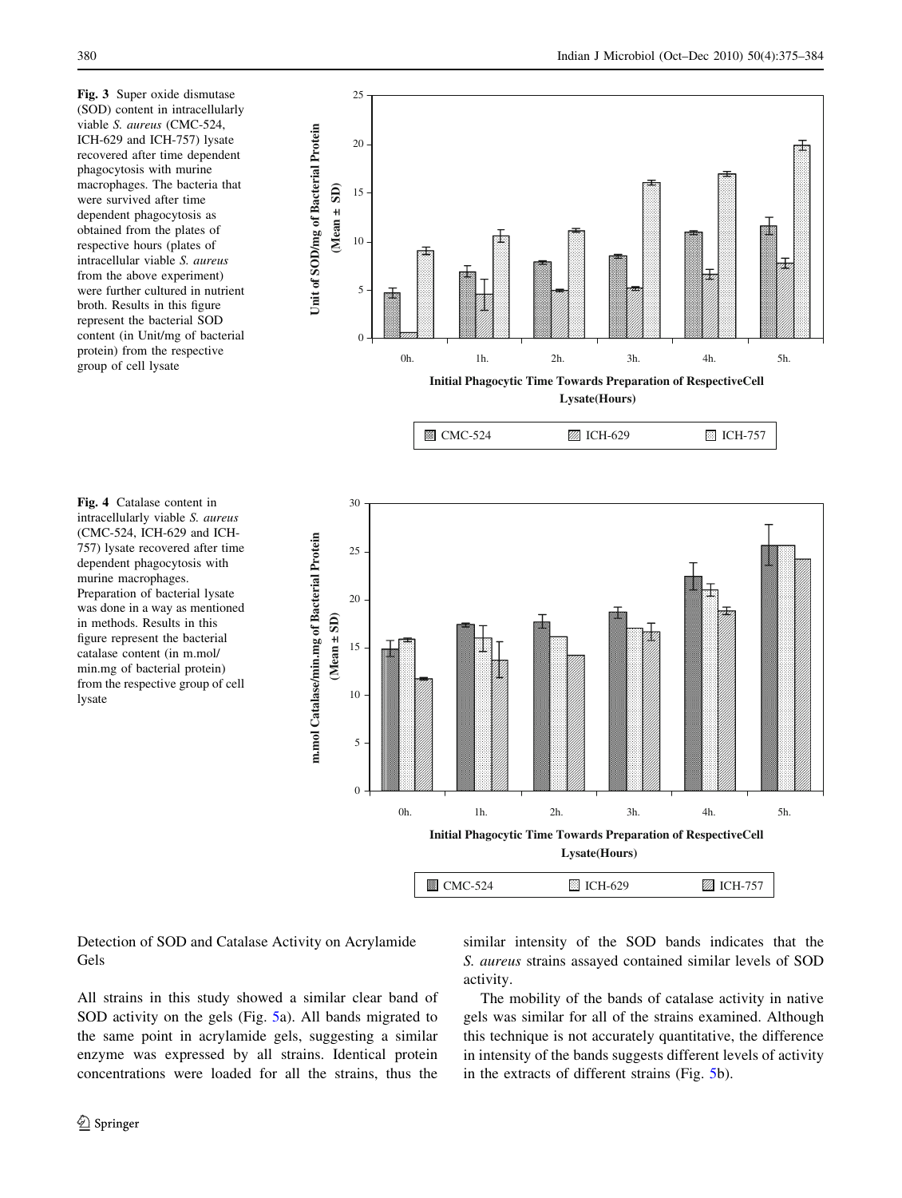**Fig. 3** Super oxide dismutase (SOD) content in intracellularly viable *S. aureus* (CMC-524, ICH-629 and ICH-757) lysate recovered after time dependent phagocytosis with murine macrophages. The bacteria that were survived after time dependent phagocytosis as obtained from the plates of respective hours (plates of intracellular viable *S. aureus* from the above experiment) were further cultured in nutrient broth. Results in this figure represent the bacterial SOD content (in Unit/mg of bacterial protein) from the respective group of cell lysate

**Fig. 4** Catalase content in intracellularly viable *S. aureus* (CMC-524, ICH-629 and ICH-757) lysate recovered after time dependent phagocytosis with murine macrophages. Preparation of bacterial lysate was done in a way as mentioned in methods. Results in this figure represent the bacterial catalase content (in m.mol/min.mg of bacterial protein) from the respective group of cell lysate

Detection of SOD and Catalase Activity on Acrylamide Gels

All strains in this study showed a similar clear band of SOD activity on the gels (Fig. 5a). All bands migrated to the same point in acrylamide gels, suggesting a similar enzyme was expressed by all strains. Identical protein concentrations were loaded for all the strains, thus the similar intensity of the SOD bands indicates that the *S. aureus* strains assayed contained similar levels of SOD activity.

The mobility of the bands of catalase activity in native gels was similar for all of the strains examined. Although this technique is not accurately quantitative, the difference in intensity of the bands suggests different levels of activity in the extracts of different strains (Fig. 5b).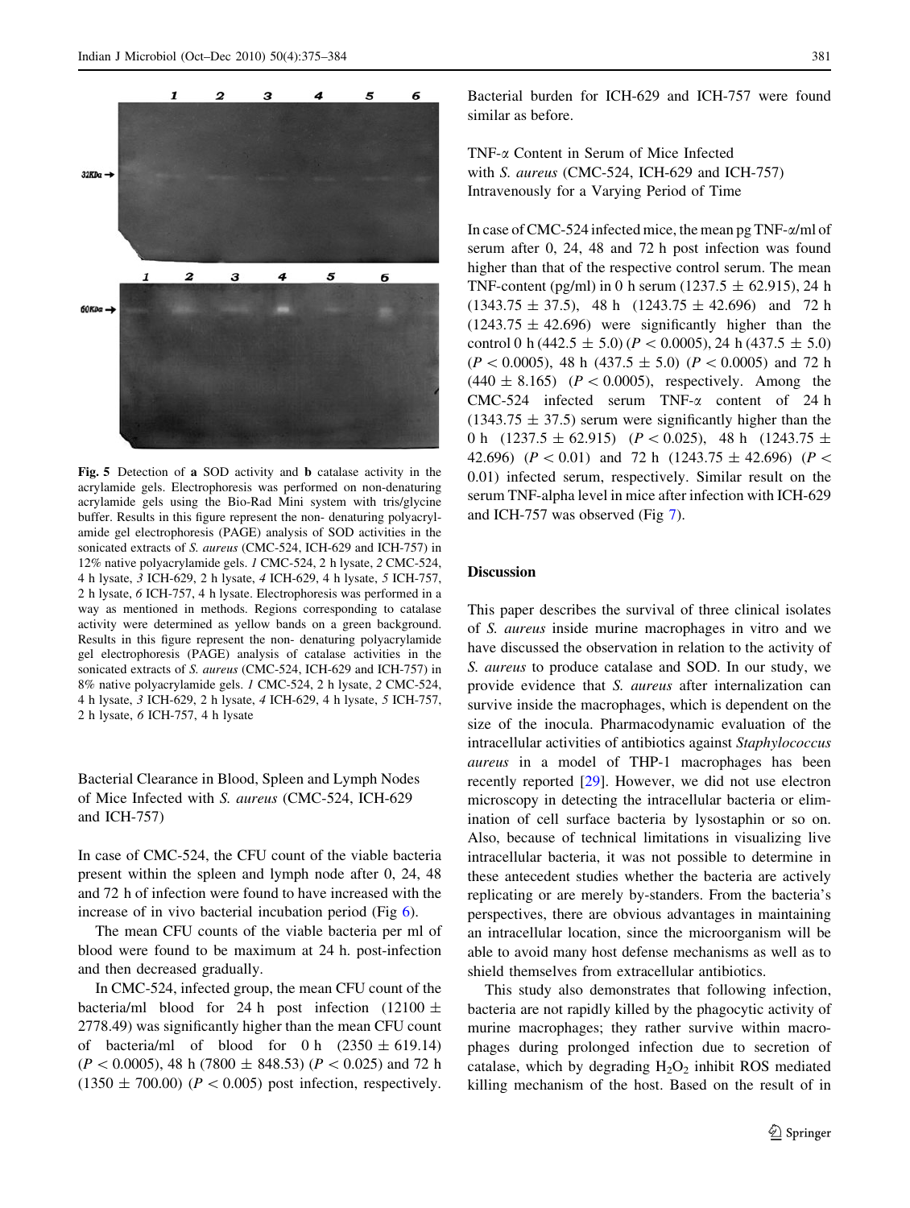Fig. 5 Detection of **a** SOD activity and **b** catalase activity in the acrylamide gels. Electrophoresis was performed on non-denaturing acrylamide gels using the Bio-Rad Mini system with tris/glycine buffer. Results in this figure represent the non- denaturing polyacrylamide gel electrophoresis (PAGE) analysis of SOD activities in the sonicated extracts of *S. aureus* (CMC-524, ICH-629 and ICH-757) in 12% native polyacrylamide gels. *1* CMC-524, 2 h lysate, *2* CMC-524, 4 h lysate, *3* ICH-629, 2 h lysate, *4* ICH-629, 4 h lysate, *5* ICH-757, 2 h lysate, *6* ICH-757, 4 h lysate. Electrophoresis was performed in a way as mentioned in methods. Regions corresponding to catalase activity were determined as yellow bands on a green background. Results in this figure represent the non- denaturing polyacrylamide gel electrophoresis (PAGE) analysis of catalase activities in the sonicated extracts of *S. aureus* (CMC-524, ICH-629 and ICH-757) in 8% native polyacrylamide gels. *1* CMC-524, 2 h lysate, *2* CMC-524, 4 h lysate, *3* ICH-629, 2 h lysate, *4* ICH-629, 4 h lysate, *5* ICH-757, 2 h lysate, *6* ICH-757, 4 h lysate

### Bacterial Clearance in Blood, Spleen and Lymph Nodes of Mice Infected with *S. aureus* (CMC-524, ICH-629 and ICH-757)

In case of CMC-524, the CFU count of the viable bacteria present within the spleen and lymph node after 0, 24, 48 and 72 h of infection were found to have increased with the increase of in vivo bacterial incubation period (Fig 6).

The mean CFU counts of the viable bacteria per ml of blood were found to be maximum at 24 h. post-infection and then decreased gradually.

In CMC-524, infected group, the mean CFU count of the bacteria/ml blood for 24 h post infection (12100 $\pm$ 2778.49) was significantly higher than the mean CFU count of bacteria/ml of blood for 0 h (2350 $\pm$ 619.14) ($P < 0.0005$), 48 h (7800 $\pm$ 848.53) ($P < 0.025$) and 72 h (1350 $\pm$ 700.00) ($P < 0.005$) post infection, respectively. Bacterial burden for ICH-629 and ICH-757 were found similar as before.

### TNF-$\alpha$ Content in Serum of Mice Infected with *S. aureus* (CMC-524, ICH-629 and ICH-757) Intravenously for a Varying Period of Time

In case of CMC-524 infected mice, the mean pg TNF-$\alpha$/ml of serum after 0, 24, 48 and 72 h post infection was found higher than that of the respective control serum. The mean TNF-content (pg/ml) in 0 h serum (1237.5 $\pm$ 62.915), 24 h (1343.75 $\pm$ 37.5), 48 h (1243.75 $\pm$ 42.696) and 72 h (1243.75 $\pm$ 42.696) were significantly higher than the control 0 h (442.5 $\pm$ 5.0) ($P < 0.0005$), 24 h (437.5 $\pm$ 5.0) ($P < 0.0005$), 48 h (437.5 $\pm$ 5.0) ($P < 0.0005$) and 72 h (440 $\pm$ 8.165) ($P < 0.0005$), respectively. Among the CMC-524 infected serum TNF-$\alpha$ content of 24 h (1343.75 $\pm$ 37.5) serum were significantly higher than the 0 h (1237.5 $\pm$ 62.915) ($P < 0.025$), 48 h (1243.75 $\pm$ 42.696) ($P < 0.01$) and 72 h (1243.75 $\pm$ 42.696) ($P < 0.01$) infected serum, respectively. Similar result on the serum TNF-alpha level in mice after infection with ICH-629 and ICH-757 was observed (Fig 7).

## Discussion

This paper describes the survival of three clinical isolates of *S. aureus* inside murine macrophages in vitro and we have discussed the observation in relation to the activity of *S. aureus* to produce catalase and SOD. In our study, we provide evidence that *S. aureus* after internalization can survive inside the macrophages, which is dependent on the size of the inocula. Pharmacodynamic evaluation of the intracellular activities of antibiotics against *Staphylococcus aureus* in a model of THP-1 macrophages has been recently reported [29]. However, we did not use electron microscopy in detecting the intracellular bacteria or elimination of cell surface bacteria by lysostaphin or so on. Also, because of technical limitations in visualizing live intracellular bacteria, it was not possible to determine in these antecedent studies whether the bacteria are actively replicating or are merely by-standers. From the bacteria's perspectives, there are obvious advantages in maintaining an intracellular location, since the microorganism will be able to avoid many host defense mechanisms as well as to shield themselves from extracellular antibiotics.

This study also demonstrates that following infection, bacteria are not rapidly killed by the phagocytic activity of murine macrophages; they rather survive within macrophages during prolonged infection due to secretion of catalase, which by degrading $H_2O_2$ inhibit ROS mediated killing mechanism of the host. Based on the result of in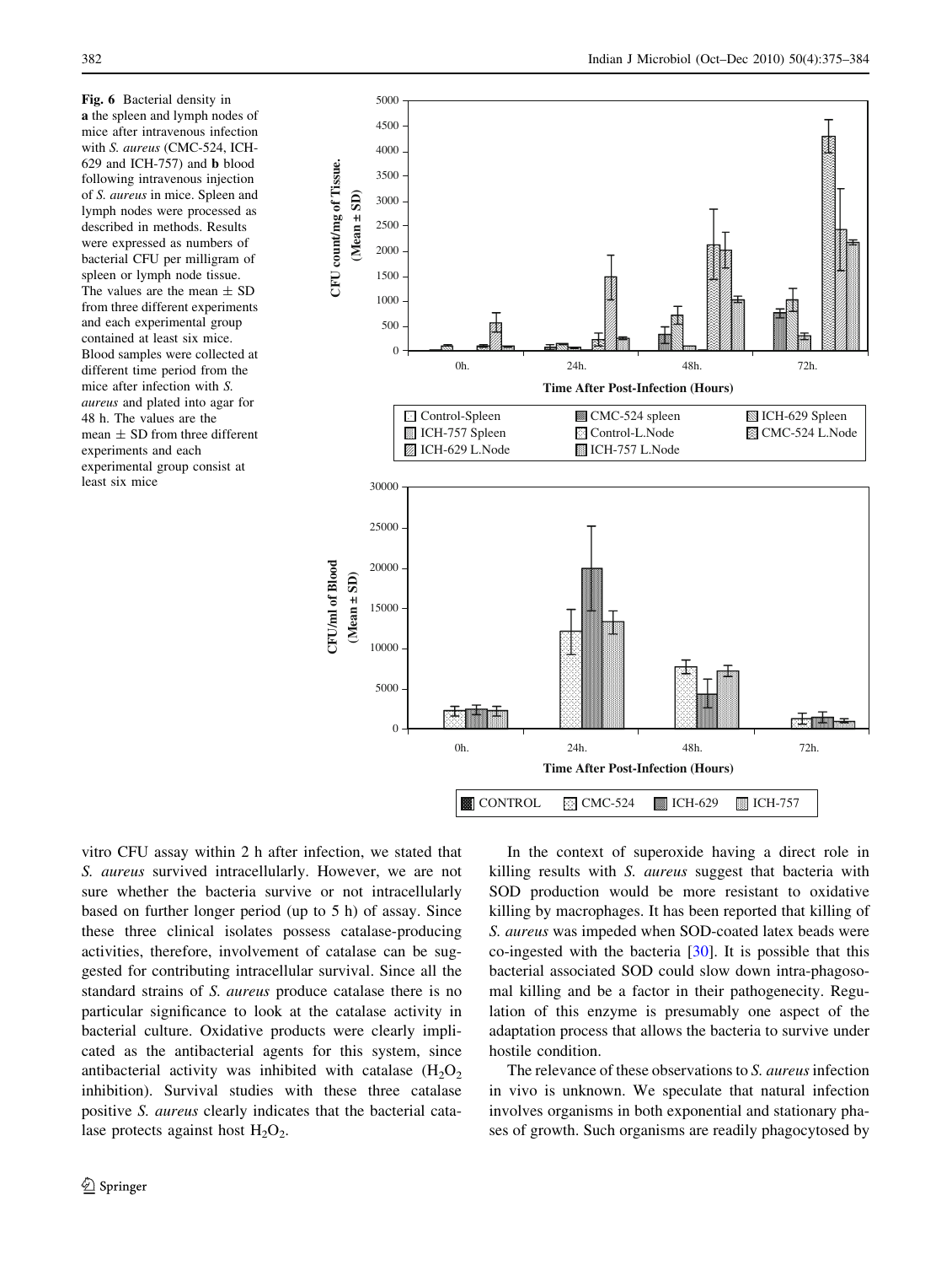**Fig. 6** Bacterial density in **a** the spleen and lymph nodes of mice after intravenous infection with *S. aureus* (CMC-524, ICH-629 and ICH-757) and **b** blood following intravenous injection of *S. aureus* in mice. Spleen and lymph nodes were processed as described in methods. Results were expressed as numbers of bacterial CFU per milligram of spleen or lymph node tissue. The values are the mean ± SD from three different experiments and each experimental group contained at least six mice. Blood samples were collected at different time period from the mice after infection with *S. aureus* and plated into agar for 48 h. The values are the mean ± SD from three different experiments and each experimental group consist at least six mice

vitro CFU assay within 2 h after infection, we stated that *S. aureus* survived intracellularly. However, we are not sure whether the bacteria survive or not intracellularly based on further longer period (up to 5 h) of assay. Since these three clinical isolates possess catalase-producing activities, therefore, involvement of catalase can be suggested for contributing intracellular survival. Since all the standard strains of *S. aureus* produce catalase there is no particular significance to look at the catalase activity in bacterial culture. Oxidative products were clearly implicated as the antibacterial agents for this system, since antibacterial activity was inhibited with catalase ($H_2O_2$ inhibition). Survival studies with these three catalase positive *S. aureus* clearly indicates that the bacterial catalase protects against host $H_2O_2$.

In the context of superoxide having a direct role in killing results with *S. aureus* suggest that bacteria with SOD production would be more resistant to oxidative killing by macrophages. It has been reported that killing of *S. aureus* was impeded when SOD-coated latex beads were co-ingested with the bacteria [30]. It is possible that this bacterial associated SOD could slow down intra-phagosomal killing and be a factor in their pathogenecity. Regulation of this enzyme is presumably one aspect of the adaptation process that allows the bacteria to survive under hostile condition.

The relevance of these observations to *S. aureus* infection in vivo is unknown. We speculate that natural infection involves organisms in both exponential and stationary phases of growth. Such organisms are readily phagocytosed by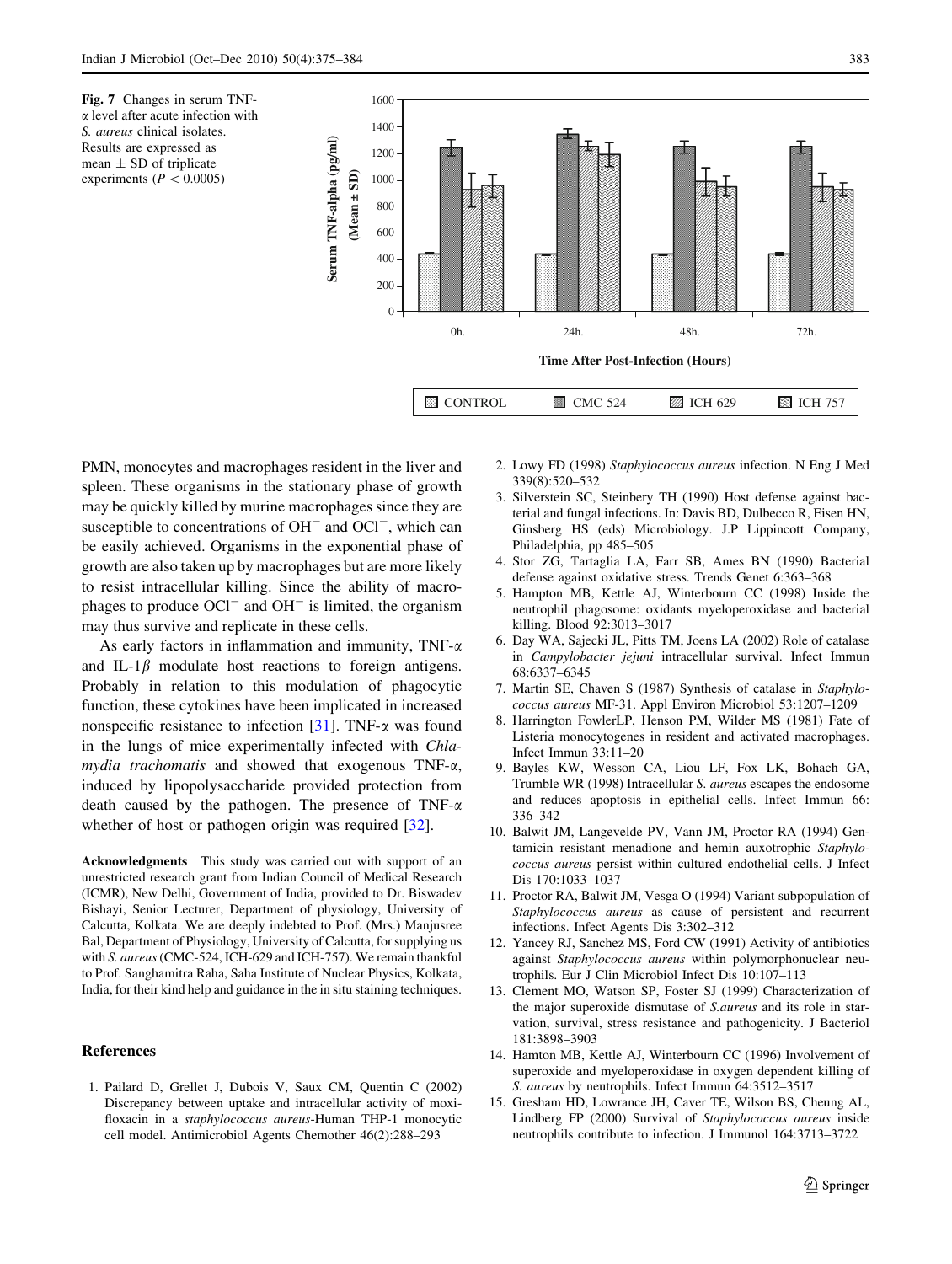**Fig. 7** Changes in serum TNF-α level after acute infection with *S. aureus* clinical isolates. Results are expressed as mean ± SD of triplicate experiments ($P < 0.0005$)

PMN, monocytes and macrophages resident in the liver and spleen. These organisms in the stationary phase of growth may be quickly killed by murine macrophages since they are susceptible to concentrations of $OH^-$ and $OCl^-$, which can be easily achieved. Organisms in the exponential phase of growth are also taken up by macrophages but are more likely to resist intracellular killing. Since the ability of macrophages to produce $OCl^-$ and $OH^-$ is limited, the organism may thus survive and replicate in these cells.

As early factors in inflammation and immunity, TNF-α and IL-1β modulate host reactions to foreign antigens. Probably in relation to this modulation of phagocytic function, these cytokines have been implicated in increased nonspecific resistance to infection [31]. TNF-α was found in the lungs of mice experimentally infected with *Chlamydia trachomatis* and showed that exogenous TNF-α, induced by lipopolysaccharide provided protection from death caused by the pathogen. The presence of TNF-α whether of host or pathogen origin was required [32].

**Acknowledgments** This study was carried out with support of an unrestricted research grant from Indian Council of Medical Research (ICMR), New Delhi, Government of India, provided to Dr. Biswadev Bishayi, Senior Lecturer, Department of physiology, University of Calcutta, Kolkata. We are deeply indebted to Prof. (Mrs.) Manjusree Bal, Department of Physiology, University of Calcutta, for supplying us with *S. aureus* (CMC-524, ICH-629 and ICH-757). We remain thankful to Prof. Sanghamitra Raha, Saha Institute of Nuclear Physics, Kolkata, India, for their kind help and guidance in the in situ staining techniques.

## References

1. Pailard D, Grellet J, Dubois V, Saux CM, Quentin C (2002) Discrepancy between uptake and intracellular activity of moxifloxacin in a *staphylococcus aureus*-Human THP-1 monocytic cell model. Antimicrobiol Agents Chemother 46(2):288–293
2. Lowy FD (1998) *Staphylococcus aureus* infection. N Eng J Med 339(8):520–532
3. Silverstein SC, Steinbery TH (1990) Host defense against bacterial and fungal infections. In: Davis BD, Dulbecco R, Eisen HN, Ginsberg HS (eds) Microbiology. J.P Lippincott Company, Philadelphia, pp 485–505
4. Stor ZG, Tartaglia LA, Farr SB, Ames BN (1990) Bacterial defense against oxidative stress. Trends Genet 6:363–368
5. Hampton MB, Kettle AJ, Winterbourn CC (1998) Inside the neutrophil phagosome: oxidants myeloperoxidase and bacterial killing. Blood 92:3013–3017
6. Day WA, Sajecki JL, Pitts TM, Joens LA (2002) Role of catalase in *Campylobacter jejuni* intracellular survival. Infect Immun 68:6337–6345
7. Martin SE, Chaven S (1987) Synthesis of catalase in *Staphylococcus aureus* MF-31. Appl Environ Microbiol 53:1207–1209
8. Harrington FowlerLP, Henson PM, Wilder MS (1981) Fate of Listeria monocytogenes in resident and activated macrophages. Infect Immun 33:11–20
9. Bayles KW, Wesson CA, Liou LF, Fox LK, Bohach GA, Trumble WR (1998) Intracellular *S. aureus* escapes the endosome and reduces apoptosis in epithelial cells. Infect Immun 66: 336–342
10. Balwit JM, Langevelde PV, Vann JM, Proctor RA (1994) Gentamicin resistant menadione and hemin auxotrophic *Staphylococcus aureus* persist within cultured endothelial cells. J Infect Dis 170:1033–1037
11. Proctor RA, Balwit JM, Vesga O (1994) Variant subpopulation of *Staphylococcus aureus* as cause of persistent and recurrent infections. Infect Agents Dis 3:302–312
12. Yancey RJ, Sanchez MS, Ford CW (1991) Activity of antibiotics against *Staphylococcus aureus* within polymorphonuclear neutrophils. Eur J Clin Microbiol Infect Dis 10:107–113
13. Clement MO, Watson SP, Foster SJ (1999) Characterization of the major superoxide dismutase of *S.aureus* and its role in starvation, survival, stress resistance and pathogenicity. J Bacteriol 181:3898–3903
14. Hamton MB, Kettle AJ, Winterbourn CC (1996) Involvement of superoxide and myeloperoxidase in oxygen dependent killing of *S. aureus* by neutrophils. Infect Immun 64:3512–3517
15. Gresham HD, Lowrance JH, Caver TE, Wilson BS, Cheung AL, Lindberg FP (2000) Survival of *Staphylococcus aureus* inside neutrophils contribute to infection. J Immunol 164:3713–3722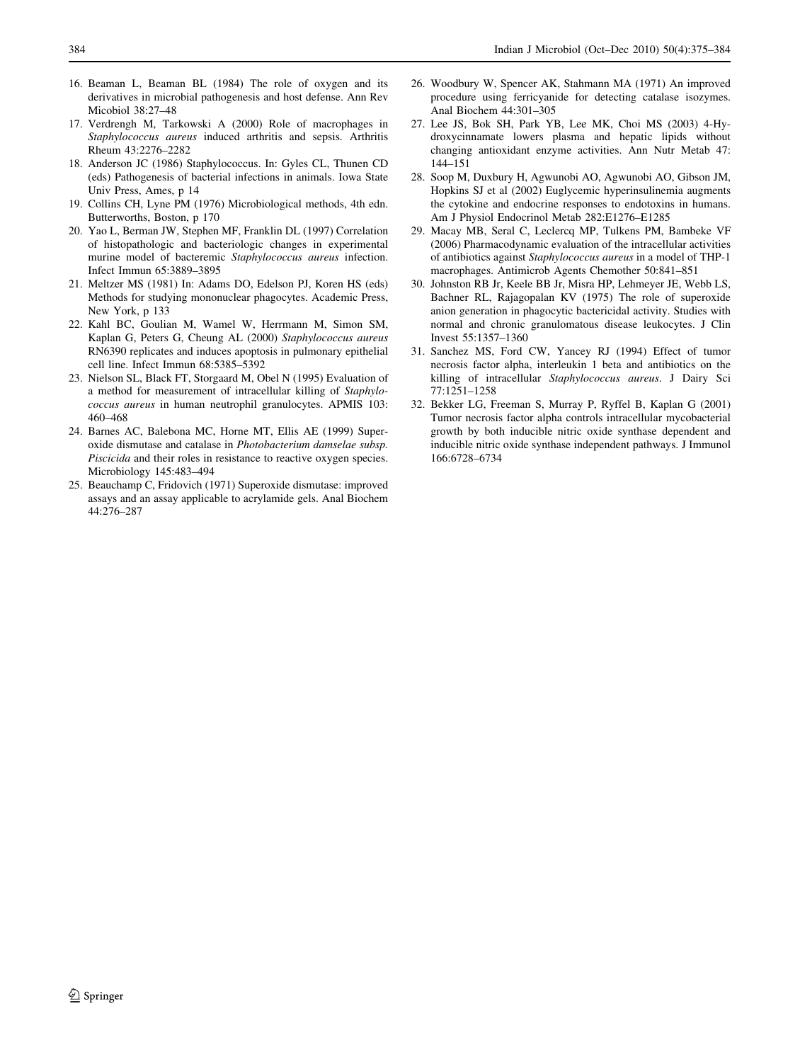16. Beaman L, Beaman BL (1984) The role of oxygen and its derivatives in microbial pathogenesis and host defense. Ann Rev Micobiol 38:27–48
17. Verdrengh M, Tarkowski A (2000) Role of macrophages in *Staphylococcus aureus* induced arthritis and sepsis. Arthritis Rheum 43:2276–2282
18. Anderson JC (1986) Staphylococcus. In: Gyles CL, Thunen CD (eds) Pathogenesis of bacterial infections in animals. Iowa State Univ Press, Ames, p 14
19. Collins CH, Lyne PM (1976) Microbiological methods, 4th edn. Butterworths, Boston, p 170
20. Yao L, Berman JW, Stephen MF, Franklin DL (1997) Correlation of histopathologic and bacteriologic changes in experimental murine model of bacteremic *Staphylococcus aureus* infection. Infect Immun 65:3889–3895
21. Meltzer MS (1981) In: Adams DO, Edelson PJ, Koren HS (eds) Methods for studying mononuclear phagocytes. Academic Press, New York, p 133
22. Kahl BC, Goulian M, Wamel W, Herrmann M, Simon SM, Kaplan G, Peters G, Cheung AL (2000) *Staphylococcus aureus* RN6390 replicates and induces apoptosis in pulmonary epithelial cell line. Infect Immun 68:5385–5392
23. Nielson SL, Black FT, Storgaard M, Obel N (1995) Evaluation of a method for measurement of intracellular killing of *Staphylococcus aureus* in human neutrophil granulocytes. APMIS 103: 460–468
24. Barnes AC, Balebona MC, Horne MT, Ellis AE (1999) Superoxide dismutase and catalase in *Photobacterium damselae subsp. Piscicida* and their roles in resistance to reactive oxygen species. Microbiology 145:483–494
25. Beauchamp C, Fridovich (1971) Superoxide dismutase: improved assays and an assay applicable to acrylamide gels. Anal Biochem 44:276–287
26. Woodbury W, Spencer AK, Stahmann MA (1971) An improved procedure using ferricyanide for detecting catalase isozymes. Anal Biochem 44:301–305
27. Lee JS, Bok SH, Park YB, Lee MK, Choi MS (2003) 4-Hydroxycinnamate lowers plasma and hepatic lipids without changing antioxidant enzyme activities. Ann Nutr Metab 47: 144–151
28. Soop M, Duxbury H, Agwunobi AO, Agwunobi AO, Gibson JM, Hopkins SJ et al (2002) Euglycemic hyperinsulinemia augments the cytokine and endocrine responses to endotoxins in humans. Am J Physiol Endocrinol Metab 282:E1276–E1285
29. Macay MB, Seral C, Leclercq MP, Tulkens PM, Bambeke VF (2006) Pharmacodynamic evaluation of the intracellular activities of antibiotics against *Staphylococcus aureus* in a model of THP-1 macrophages. Antimicrob Agents Chemother 50:841–851
30. Johnston RB Jr, Keele BB Jr, Misra HP, Lehmeyer JE, Webb LS, Bachner RL, Rajagopalan KV (1975) The role of superoxide anion generation in phagocytic bactericidal activity. Studies with normal and chronic granulomatous disease leukocytes. J Clin Invest 55:1357–1360
31. Sanchez MS, Ford CW, Yancey RJ (1994) Effect of tumor necrosis factor alpha, interleukin 1 beta and antibiotics on the killing of intracellular *Staphylococcus aureus*. J Dairy Sci 77:1251–1258
32. Bekker LG, Freeman S, Murray P, Ryffel B, Kaplan G (2001) Tumor necrosis factor alpha controls intracellular mycobacterial growth by both inducible nitric oxide synthase dependent and inducible nitric oxide synthase independent pathways. J Immunol 166:6728–6734